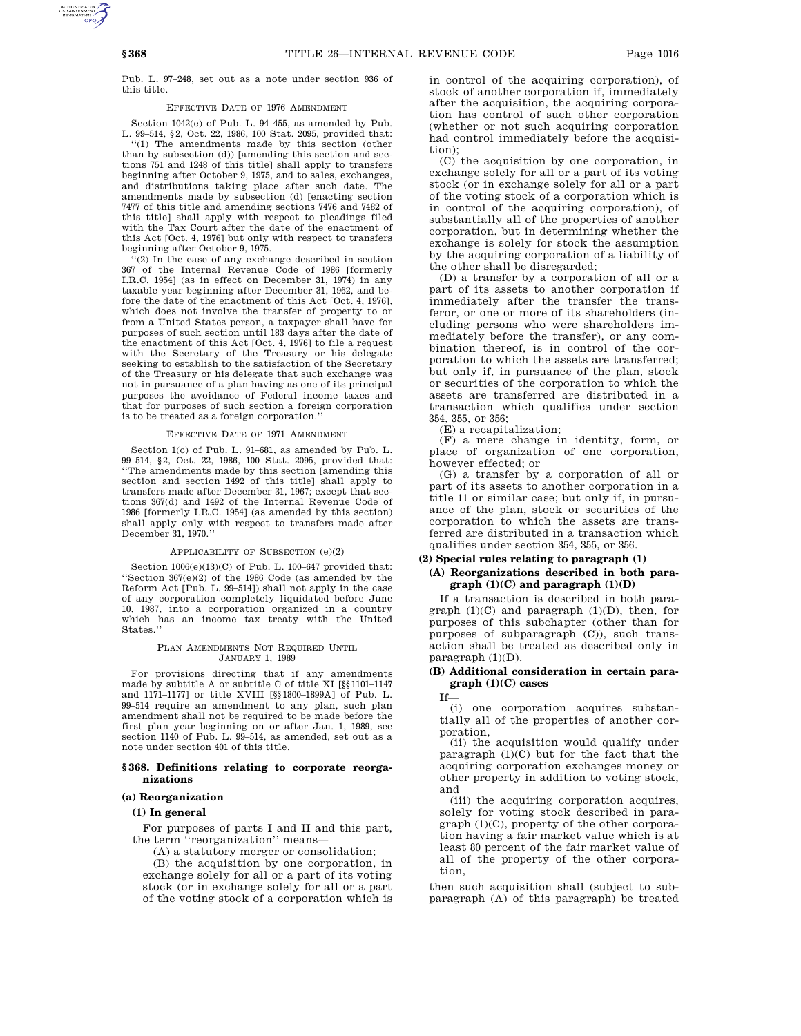Pub. L. 97–248, set out as a note under section 936 of this title.

EFFECTIVE DATE OF 1976 AMENDMENT

Section 1042(e) of Pub. L. 94–455, as amended by Pub. L. 99–514, §2, Oct. 22, 1986, 100 Stat. 2095, provided that:

''(1) The amendments made by this section (other than by subsection (d)) [amending this section and sections 751 and 1248 of this title] shall apply to transfers beginning after October 9, 1975, and to sales, exchanges, and distributions taking place after such date. The amendments made by subsection (d) [enacting section 7477 of this title and amending sections 7476 and 7482 of this title] shall apply with respect to pleadings filed with the Tax Court after the date of the enactment of this Act [Oct. 4, 1976] but only with respect to transfers beginning after October 9, 1975.

''(2) In the case of any exchange described in section 367 of the Internal Revenue Code of 1986 [formerly I.R.C. 1954] (as in effect on December 31, 1974) in any taxable year beginning after December 31, 1962, and before the date of the enactment of this Act [Oct. 4, 1976], which does not involve the transfer of property to or from a United States person, a taxpayer shall have for purposes of such section until 183 days after the date of the enactment of this Act [Oct. 4, 1976] to file a request with the Secretary of the Treasury or his delegate seeking to establish to the satisfaction of the Secretary of the Treasury or his delegate that such exchange was not in pursuance of a plan having as one of its principal purposes the avoidance of Federal income taxes and that for purposes of such section a foreign corporation is to be treated as a foreign corporation.''

EFFECTIVE DATE OF 1971 AMENDMENT

Section 1(c) of Pub. L. 91–681, as amended by Pub. L. 99–514, §2, Oct. 22, 1986, 100 Stat. 2095, provided that: ''The amendments made by this section [amending this section and section 1492 of this title] shall apply to transfers made after December 31, 1967; except that sections 367(d) and 1492 of the Internal Revenue Code of 1986 [formerly I.R.C. 1954] (as amended by this section) shall apply only with respect to transfers made after December 31, 1970.''

APPLICABILITY OF SUBSECTION (e)(2)

Section 1006(e)(13)(C) of Pub. L. 100–647 provided that: ''Section 367(e)(2) of the 1986 Code (as amended by the Reform Act [Pub. L. 99–514]) shall not apply in the case of any corporation completely liquidated before June 10, 1987, into a corporation organized in a country which has an income tax treaty with the United States.''

PLAN AMENDMENTS NOT REQUIRED UNTIL JANUARY 1, 1989

For provisions directing that if any amendments made by subtitle A or subtitle C of title XI [§§1101–1147 and 1171–1177] or title XVIII [§§1800–1899A] of Pub. L. 99–514 require an amendment to any plan, such plan amendment shall not be required to be made before the first plan year beginning on or after Jan. 1, 1989, see section 1140 of Pub. L. 99–514, as amended, set out as a note under section 401 of this title.

## §368. Definitions relating to corporate reorganizations

### (a) Reorganization

#### (1) In general

For purposes of parts I and II and this part, the term ''reorganization'' means—

(A) a statutory merger or consolidation;

(B) the acquisition by one corporation, in exchange solely for all or a part of its voting stock (or in exchange solely for all or a part of the voting stock of a corporation which is in control of the acquiring corporation), of stock of another corporation if, immediately after the acquisition, the acquiring corporation has control of such other corporation (whether or not such acquiring corporation had control immediately before the acquisition);

(C) the acquisition by one corporation, in exchange solely for all or a part of its voting stock (or in exchange solely for all or a part of the voting stock of a corporation which is in control of the acquiring corporation), of substantially all of the properties of another corporation, but in determining whether the exchange is solely for stock the assumption by the acquiring corporation of a liability of the other shall be disregarded;

(D) a transfer by a corporation of all or a part of its assets to another corporation if immediately after the transfer the transferor, or one or more of its shareholders (including persons who were shareholders immediately before the transfer), or any combination thereof, is in control of the corporation to which the assets are transferred; but only if, in pursuance of the plan, stock or securities of the corporation to which the assets are transferred are distributed in a transaction which qualifies under section 354, 355, or 356;

(E) a recapitalization;

(F) a mere change in identity, form, or place of organization of one corporation, however effected; or

(G) a transfer by a corporation of all or part of its assets to another corporation in a title 11 or similar case; but only if, in pursuance of the plan, stock or securities of the corporation to which the assets are transferred are distributed in a transaction which qualifies under section 354, 355, or 356.

#### (2) Special rules relating to paragraph (1)

##### (A) Reorganizations described in both paragraph (1)(C) and paragraph (1)(D)

If a transaction is described in both paragraph (1)(C) and paragraph (1)(D), then, for purposes of this subchapter (other than for purposes of subparagraph (C)), such transaction shall be treated as described only in paragraph (1)(D).

##### (B) Additional consideration in certain paragraph (1)(C) cases

If—

(i) one corporation acquires substantially all of the properties of another corporation,

(ii) the acquisition would qualify under paragraph (1)(C) but for the fact that the acquiring corporation exchanges money or other property in addition to voting stock, and

(iii) the acquiring corporation acquires, solely for voting stock described in paragraph (1)(C), property of the other corporation having a fair market value which is at least 80 percent of the fair market value of all of the property of the other corporation,

then such acquisition shall (subject to subparagraph (A) of this paragraph) be treated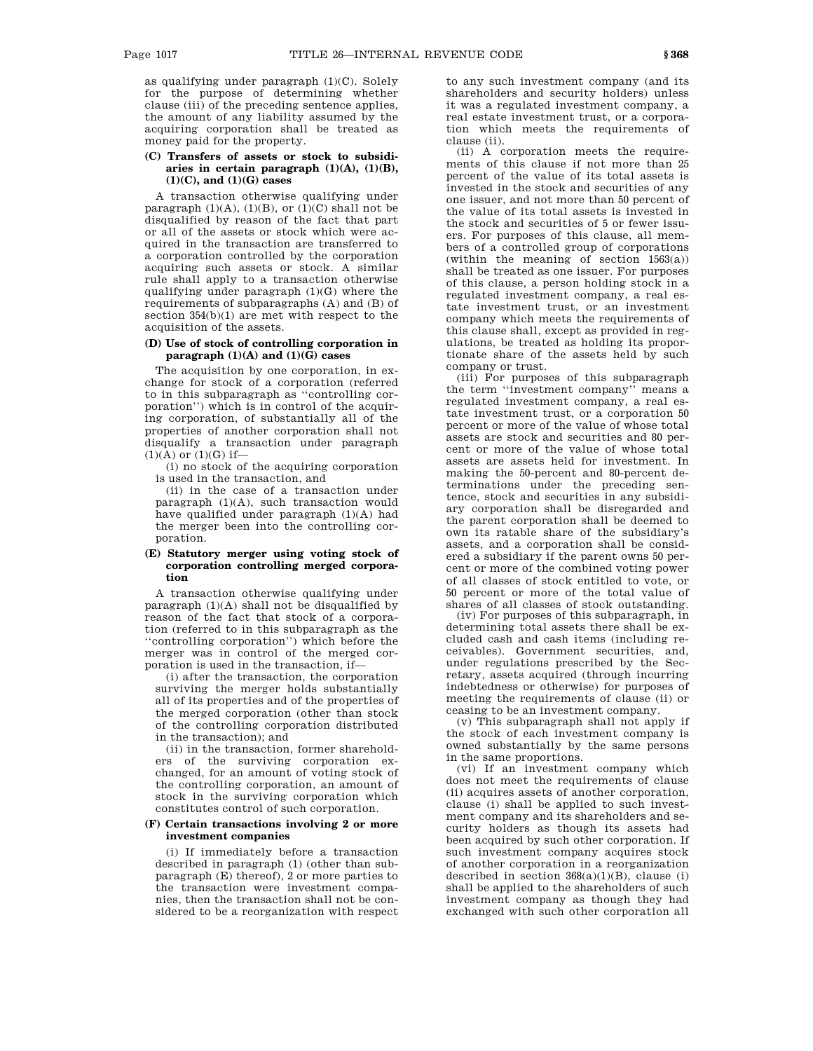as qualifying under paragraph (1)(C). Solely for the purpose of determining whether clause (iii) of the preceding sentence applies, the amount of any liability assumed by the acquiring corporation shall be treated as money paid for the property.

**(C) Transfers of assets or stock to subsidiaries in certain paragraph (1)(A), (1)(B), (1)(C), and (1)(G) cases**

A transaction otherwise qualifying under paragraph (1)(A), (1)(B), or (1)(C) shall not be disqualified by reason of the fact that part or all of the assets or stock which were acquired in the transaction are transferred to a corporation controlled by the corporation acquiring such assets or stock. A similar rule shall apply to a transaction otherwise qualifying under paragraph (1)(G) where the requirements of subparagraphs (A) and (B) of section 354(b)(1) are met with respect to the acquisition of the assets.

**(D) Use of stock of controlling corporation in paragraph (1)(A) and (1)(G) cases**

The acquisition by one corporation, in exchange for stock of a corporation (referred to in this subparagraph as "controlling corporation") which is in control of the acquiring corporation, of substantially all of the properties of another corporation shall not disqualify a transaction under paragraph (1)(A) or (1)(G) if—

(i) no stock of the acquiring corporation is used in the transaction, and

(ii) in the case of a transaction under paragraph (1)(A), such transaction would have qualified under paragraph (1)(A) had the merger been into the controlling corporation.

**(E) Statutory merger using voting stock of corporation controlling merged corporation**

A transaction otherwise qualifying under paragraph (1)(A) shall not be disqualified by reason of the fact that stock of a corporation (referred to in this subparagraph as the "controlling corporation") which before the merger was in control of the merged corporation is used in the transaction, if—

(i) after the transaction, the corporation surviving the merger holds substantially all of its properties and of the properties of the merged corporation (other than stock of the controlling corporation distributed in the transaction); and

(ii) in the transaction, former shareholders of the surviving corporation exchanged, for an amount of voting stock of the controlling corporation, an amount of stock in the surviving corporation which constitutes control of such corporation.

**(F) Certain transactions involving 2 or more investment companies**

(i) If immediately before a transaction described in paragraph (1) (other than subparagraph (E) thereof), 2 or more parties to the transaction were investment companies, then the transaction shall not be considered to be a reorganization with respect to any such investment company (and its shareholders and security holders) unless it was a regulated investment company, a real estate investment trust, or a corporation which meets the requirements of clause (ii).

(ii) A corporation meets the requirements of this clause if not more than 25 percent of the value of its total assets is invested in the stock and securities of any one issuer, and not more than 50 percent of the value of its total assets is invested in the stock and securities of 5 or fewer issuers. For purposes of this clause, all members of a controlled group of corporations (within the meaning of section 1563(a)) shall be treated as one issuer. For purposes of this clause, a person holding stock in a regulated investment company, a real estate investment trust, or an investment company which meets the requirements of this clause shall, except as provided in regulations, be treated as holding its proportionate share of the assets held by such company or trust.

(iii) For purposes of this subparagraph the term "investment company" means a regulated investment company, a real estate investment trust, or a corporation 50 percent or more of the value of whose total assets are stock and securities and 80 percent or more of the value of whose total assets are assets held for investment. In making the 50-percent and 80-percent determinations under the preceding sentence, stock and securities in any subsidiary corporation shall be disregarded and the parent corporation shall be deemed to own its ratable share of the subsidiary's assets, and a corporation shall be considered a subsidiary if the parent owns 50 percent or more of the combined voting power of all classes of stock entitled to vote, or 50 percent or more of the total value of shares of all classes of stock outstanding.

(iv) For purposes of this subparagraph, in determining total assets there shall be excluded cash and cash items (including receivables). Government securities, and, under regulations prescribed by the Secretary, assets acquired (through incurring indebtedness or otherwise) for purposes of meeting the requirements of clause (ii) or ceasing to be an investment company.

(v) This subparagraph shall not apply if the stock of each investment company is owned substantially by the same persons in the same proportions.

(vi) If an investment company which does not meet the requirements of clause (ii) acquires assets of another corporation, clause (i) shall be applied to such investment company and its shareholders and security holders as though its assets had been acquired by such other corporation. If such investment company acquires stock of another corporation in a reorganization described in section 368(a)(1)(B), clause (i) shall be applied to the shareholders of such investment company as though they had exchanged with such other corporation all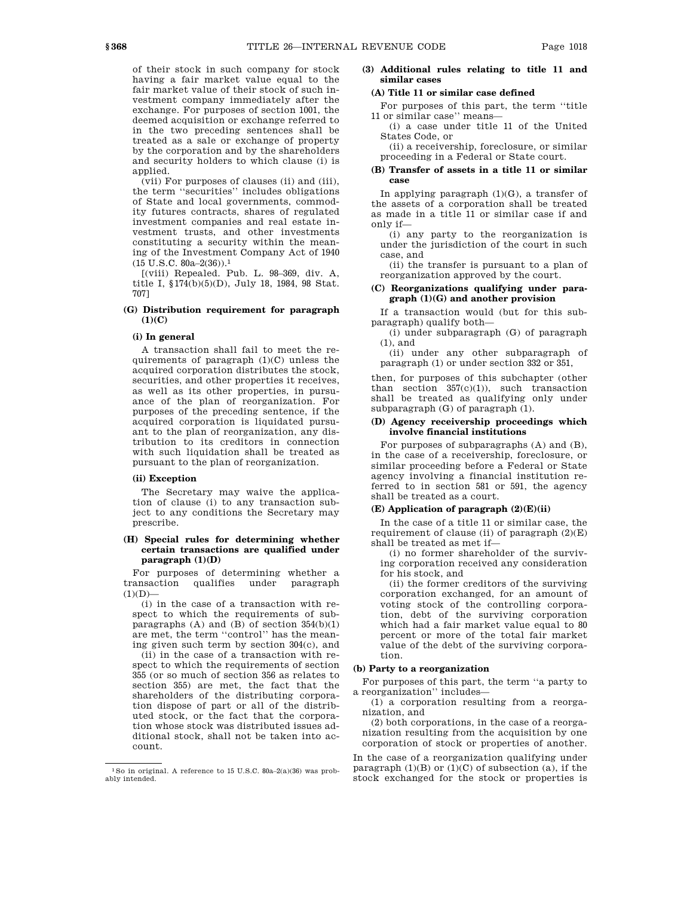of their stock in such company for stock having a fair market value equal to the fair market value of their stock of such investment company immediately after the exchange. For purposes of section 1001, the deemed acquisition or exchange referred to in the two preceding sentences shall be treated as a sale or exchange of property by the corporation and by the shareholders and security holders to which clause (i) is applied.

(vii) For purposes of clauses (ii) and (iii), the term ''securities'' includes obligations of State and local governments, commodity futures contracts, shares of regulated investment companies and real estate investment trusts, and other investments constituting a security within the meaning of the Investment Company Act of 1940 (15 U.S.C. 80a–2(36)).[1]

[(viii) Repealed. Pub. L. 98–369, div. A, title I, §174(b)(5)(D), July 18, 1984, 98 Stat. 707]

#### (G) Distribution requirement for paragraph (1)(C)

##### (i) In general

A transaction shall fail to meet the requirements of paragraph (1)(C) unless the acquired corporation distributes the stock, securities, and other properties it receives, as well as its other properties, in pursuance of the plan of reorganization. For purposes of the preceding sentence, if the acquired corporation is liquidated pursuant to the plan of reorganization, any distribution to its creditors in connection with such liquidation shall be treated as pursuant to the plan of reorganization.

##### (ii) Exception

The Secretary may waive the application of clause (i) to any transaction subject to any conditions the Secretary may prescribe.

#### (H) Special rules for determining whether certain transactions are qualified under paragraph (1)(D)

For purposes of determining whether a transaction qualifies under paragraph (1)(D)—

(i) in the case of a transaction with respect to which the requirements of subparagraphs (A) and (B) of section 354(b)(1) are met, the term ''control'' has the meaning given such term by section 304(c), and

(ii) in the case of a transaction with respect to which the requirements of section 355 (or so much of section 356 as relates to section 355) are met, the fact that the shareholders of the distributing corporation dispose of part or all of the distributed stock, or the fact that the corporation whose stock was distributed issues additional stock, shall not be taken into account.

### (3) Additional rules relating to title 11 and similar cases

#### (A) Title 11 or similar case defined

For purposes of this part, the term ''title 11 or similar case'' means—

(i) a case under title 11 of the United States Code, or

(ii) a receivership, foreclosure, or similar proceeding in a Federal or State court.

#### (B) Transfer of assets in a title 11 or similar case

In applying paragraph (1)(G), a transfer of the assets of a corporation shall be treated as made in a title 11 or similar case if and only if—

(i) any party to the reorganization is under the jurisdiction of the court in such case, and

(ii) the transfer is pursuant to a plan of reorganization approved by the court.

#### (C) Reorganizations qualifying under paragraph (1)(G) and another provision

If a transaction would (but for this subparagraph) qualify both—

(i) under subparagraph (G) of paragraph (1), and

(ii) under any other subparagraph of paragraph (1) or under section 332 or 351,

then, for purposes of this subchapter (other than section 357(c)(1)), such transaction shall be treated as qualifying only under subparagraph (G) of paragraph (1).

#### (D) Agency receivership proceedings which involve financial institutions

For purposes of subparagraphs (A) and (B), in the case of a receivership, foreclosure, or similar proceeding before a Federal or State agency involving a financial institution referred to in section 581 or 591, the agency shall be treated as a court.

#### (E) Application of paragraph (2)(E)(ii)

In the case of a title 11 or similar case, the requirement of clause (ii) of paragraph (2)(E) shall be treated as met if—

(i) no former shareholder of the surviving corporation received any consideration for his stock, and

(ii) the former creditors of the surviving corporation exchanged, for an amount of voting stock of the controlling corporation, debt of the surviving corporation which had a fair market value equal to 80 percent or more of the total fair market value of the debt of the surviving corporation.

## (b) Party to a reorganization

For purposes of this part, the term ''a party to a reorganization'' includes—

(1) a corporation resulting from a reorganization, and

(2) both corporations, in the case of a reorganization resulting from the acquisition by one corporation of stock or properties of another.

In the case of a reorganization qualifying under paragraph (1)(B) or (1)(C) of subsection (a), if the stock exchanged for the stock or properties is

---

[1] So in original. A reference to 15 U.S.C. 80a–2(a)(36) was probably intended.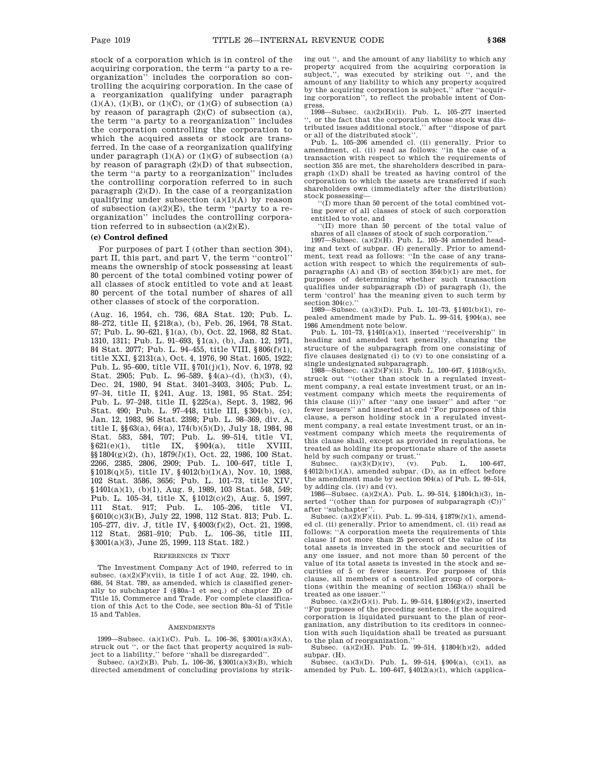stock of a corporation which is in control of the acquiring corporation, the term ''a party to a reorganization'' includes the corporation so controlling the acquiring corporation. In the case of a reorganization qualifying under paragraph (1)(A), (1)(B), or (1)(C), or (1)(G) of subsection (a) by reason of paragraph (2)(C) of subsection (a), the term ''a party to a reorganization'' includes the corporation controlling the corporation to which the acquired assets or stock are transferred. In the case of a reorganization qualifying under paragraph (1)(A) or (1)(G) of subsection (a) by reason of paragraph (2)(D) of that subsection, the term ''a party to a reorganization'' includes the controlling corporation referred to in such paragraph (2)(D). In the case of a reorganization qualifying under subsection (a)(1)(A) by reason of subsection (a)(2)(E), the term ''party to a reorganization'' includes the controlling corporation referred to in subsection (a)(2)(E).

**(c) Control defined**

For purposes of part I (other than section 304), part II, this part, and part V, the term ''control'' means the ownership of stock possessing at least 80 percent of the total combined voting power of all classes of stock entitled to vote and at least 80 percent of the total number of shares of all other classes of stock of the corporation.

(Aug. 16, 1954, ch. 736, 68A Stat. 120; Pub. L. 88–272, title II, §218(a), (b), Feb. 26, 1964, 78 Stat. 57; Pub. L. 90–621, §1(a), (b), Oct. 22, 1968, 82 Stat. 1310, 1311; Pub. L. 91–693, §1(a), (b), Jan. 12, 1971, 84 Stat. 2077; Pub. L. 94–455, title VIII, §806(f)(1), title XXI, §2131(a), Oct. 4, 1976, 90 Stat. 1605, 1922; Pub. L. 95–600, title VII, §701(j)(1), Nov. 6, 1978, 92 Stat. 2905; Pub. L. 96–589, §4(a)–(d), (h)(3), (4), Dec. 24, 1980, 94 Stat. 3401–3403, 3405; Pub. L. 97–34, title II, §241, Aug. 13, 1981, 95 Stat. 254; Pub. L. 97–248, title II, §225(a), Sept. 3, 1982, 96 Stat. 490; Pub. L. 97–448, title III, §304(b), (c), Jan. 12, 1983, 96 Stat. 2398; Pub. L. 98–369, div. A, title I, §§63(a), 64(a), 174(b)(5)(D), July 18, 1984, 98 Stat. 583, 584, 707; Pub. L. 99–514, title VI, §621(e)(1), title IX, §904(a), title XVIII, §§1804(g)(2), (h), 1879(*l*)(1), Oct. 22, 1986, 100 Stat. 2266, 2385, 2806, 2909; Pub. L. 100–647, title I, §1018(q)(5), title IV, §4012(b)(1)(A), Nov. 10, 1988, 102 Stat. 3586, 3656; Pub. L. 101–73, title XIV, §1401(a)(1), (b)(1), Aug. 9, 1989, 103 Stat. 548, 549; Pub. L. 105–34, title X, §1012(c)(2), Aug. 5, 1997, 111 Stat. 917; Pub. L. 105–206, title VI, §6010(c)(3)(B), July 22, 1998, 112 Stat. 813; Pub. L. 105–277, div. J, title IV, §4003(f)(2), Oct. 21, 1998, 112 Stat. 2681–910; Pub. L. 106–36, title III, §3001(a)(3), June 25, 1999, 113 Stat. 182.)

REFERENCES IN TEXT

The Investment Company Act of 1940, referred to in subsec. (a)(2)(F)(vii), is title I of act Aug. 22, 1940, ch. 686, 54 Stat. 789, as amended, which is classified generally to subchapter I (§80a–1 et seq.) of chapter 2D of Title 15, Commerce and Trade. For complete classification of this Act to the Code, see section 80a–51 of Title 15 and Tables.

AMENDMENTS

1999—Subsec. (a)(1)(C). Pub. L. 106–36, §3001(a)(3)(A), struck out '', or the fact that property acquired is subject to a liability,'' before ''shall be disregarded''.

Subsec. (a)(2)(B). Pub. L. 106–36, §3001(a)(3)(B), which directed amendment of concluding provisions by striking out '', and the amount of any liability to which any property acquired from the acquiring corporation is subject,'', was executed by striking out '', and the amount of any liability to which any property acquired by the acquiring corporation is subject,'' after ''acquiring corporation'', to reflect the probable intent of Congress.

1998—Subsec. (a)(2)(H)(ii). Pub. L. 105–277 inserted '', or the fact that the corporation whose stock was distributed issues additional stock,'' after ''dispose of part or all of the distributed stock''.

Pub. L. 105–206 amended cl. (ii) generally. Prior to amendment, cl. (ii) read as follows: ''in the case of a transaction with respect to which the requirements of section 355 are met, the shareholders described in paragraph (1)(D) shall be treated as having control of the corporation to which the assets are transferred if such shareholders own (immediately after the distribution) stock possessing—

''(I) more than 50 percent of the total combined voting power of all classes of stock of such corporation entitled to vote, and

''(II) more than 50 percent of the total value of shares of all classes of stock of such corporation.''

1997—Subsec. (a)(2)(H). Pub. L. 105–34 amended heading and text of subpar. (H) generally. Prior to amendment, text read as follows: ''In the case of any transaction with respect to which the requirements of subparagraphs (A) and (B) of section 354(b)(1) are met, for purposes of determining whether such transaction qualifies under subparagraph (D) of paragraph (1), the term 'control' has the meaning given to such term by section 304(c).''

1989—Subsec. (a)(3)(D). Pub. L. 101–73, §1401(b)(1), repealed amendment made by Pub. L. 99–514, §904(a), see 1986 Amendment note below.

Pub. L. 101–73, §1401(a)(1), inserted ''receivership'' in heading and amended text generally, changing the structure of the subparagraph from one consisting of five clauses designated (i) to (v) to one consisting of a single undesignated subparagraph.

1988—Subsec. (a)(2)(F)(ii). Pub. L. 100–647, §1018(q)(5), struck out ''(other than stock in a regulated investment company, a real estate investment trust, or an investment company which meets the requirements of this clause (ii))'' after ''any one issuer'' and after ''or fewer issuers'' and inserted at end ''For purposes of this clause, a person holding stock in a regulated investment company, a real estate investment trust, or an investment company which meets the requirements of this clause shall, except as provided in regulations, be treated as holding its proportionate share of the assets held by such company or trust.''

Subsec. (a)(3)(D)(iv), (v). Pub. L. 100–647, §4012(b)(1)(A), amended subpar. (D), as in effect before the amendment made by section 904(a) of Pub. L. 99–514, by adding cls. (iv) and (v).

1986—Subsec. (a)(2)(A). Pub. L. 99–514, §1804(h)(3), inserted ''(other than for purposes of subparagraph (C))'' after ''subchapter''.

Subsec. (a)(2)(F)(ii). Pub. L. 99–514, §1879(*l*)(1), amended cl. (ii) generally. Prior to amendment, cl. (ii) read as follows: ''A corporation meets the requirements of this clause if not more than 25 percent of the value of its total assets is invested in the stock and securities of any one issuer, and not more than 50 percent of the value of its total assets is invested in the stock and securities of 5 or fewer issuers. For purposes of this clause, all members of a controlled group of corporations (within the meaning of section 1563(a)) shall be treated as one issuer.''

Subsec. (a)(2)(G)(i). Pub. L. 99–514, §1804(g)(2), inserted ''For purposes of the preceding sentence, if the acquired corporation is liquidated pursuant to the plan of reorganization, any distribution to its creditors in connection with such liquidation shall be treated as pursuant to the plan of reorganization.''

Subsec. (a)(2)(H). Pub. L. 99–514, §1804(h)(2), added subpar. (H).

Subsec. (a)(3)(D). Pub. L. 99–514, §904(a), (c)(1), as amended by Pub. L. 100–647, §4012(a)(1), which (applica-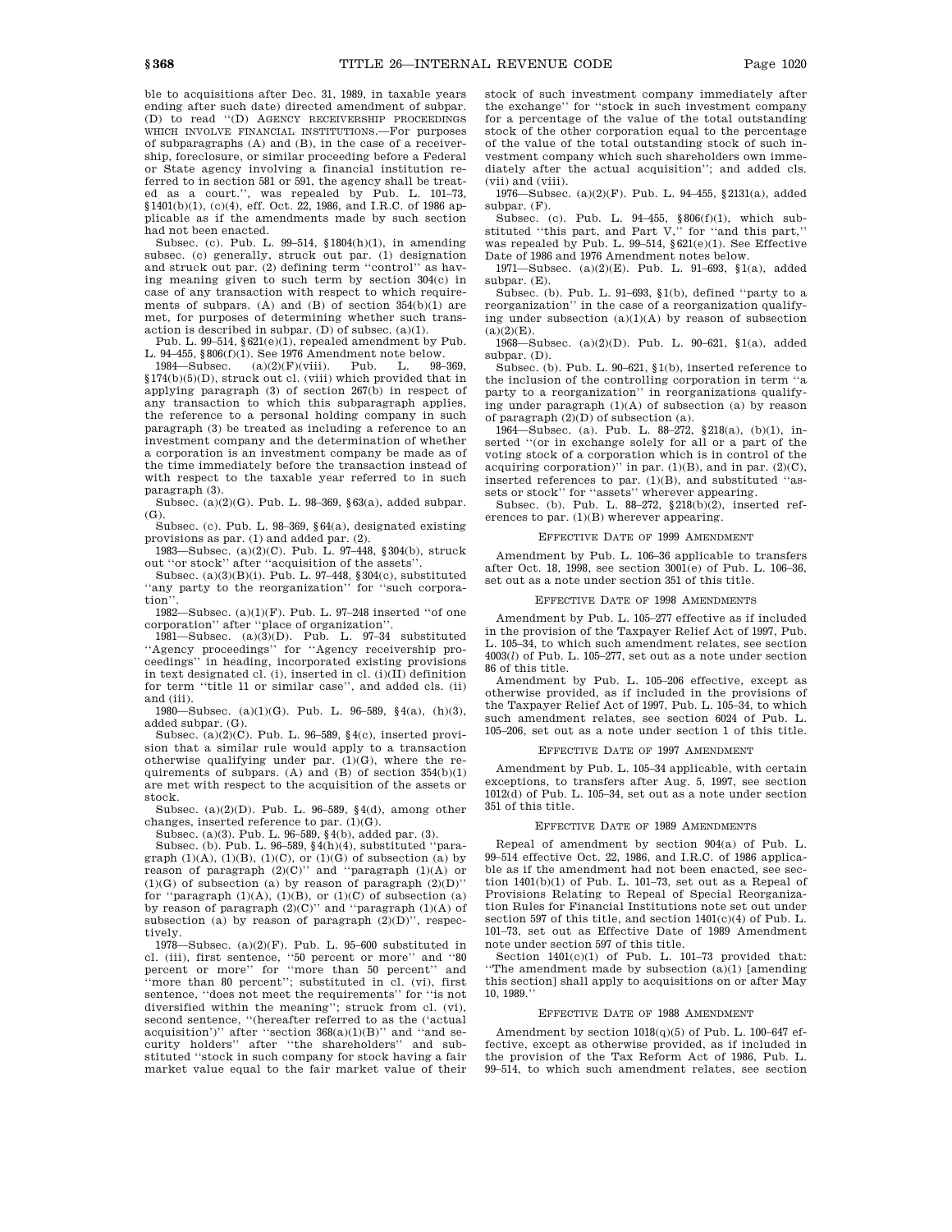ble to acquisitions after Dec. 31, 1989, in taxable years ending after such date) directed amendment of subpar. (D) to read ''(D) AGENCY RECEIVERSHIP PROCEEDINGS WHICH INVOLVE FINANCIAL INSTITUTIONS.—For purposes of subparagraphs (A) and (B), in the case of a receivership, foreclosure, or similar proceeding before a Federal or State agency involving a financial institution referred to in section 581 or 591, the agency shall be treated as a court.'', was repealed by Pub. L. 101–73, §1401(b)(1), (c)(4), eff. Oct. 22, 1986, and I.R.C. of 1986 applicable as if the amendments made by such section had not been enacted.

Subsec. (c). Pub. L. 99–514, §1804(h)(1), in amending subsec. (c) generally, struck out par. (1) designation and struck out par. (2) defining term ''control'' as having meaning given to such term by section 304(c) in case of any transaction with respect to which requirements of subpars. (A) and (B) of section 354(b)(1) are met, for purposes of determining whether such transaction is described in subpar. (D) of subsec. (a)(1).

Pub. L. 99–514, §621(e)(1), repealed amendment by Pub. L. 94–455, §806(f)(1). See 1976 Amendment note below.

1984—Subsec. (a)(2)(F)(viii). Pub. L. 98–369, §174(b)(5)(D), struck out cl. (viii) which provided that in applying paragraph (3) of section 267(b) in respect of any transaction to which this subparagraph applies, the reference to a personal holding company in such paragraph (3) be treated as including a reference to an investment company and the determination of whether a corporation is an investment company be made as of the time immediately before the transaction instead of with respect to the taxable year referred to in such paragraph (3).

Subsec. (a)(2)(G). Pub. L. 98–369, §63(a), added subpar. (G).

Subsec. (c). Pub. L. 98–369, §64(a), designated existing provisions as par. (1) and added par. (2).

1983—Subsec. (a)(2)(C). Pub. L. 97–448, §304(b), struck out ''or stock'' after ''acquisition of the assets''.

Subsec. (a)(3)(B)(i). Pub. L. 97–448, §304(c), substituted ''any party to the reorganization'' for ''such corporation''.

1982—Subsec. (a)(1)(F). Pub. L. 97–248 inserted ''of one corporation'' after ''place of organization''.

1981—Subsec. (a)(3)(D). Pub. L. 97–34 substituted ''Agency proceedings'' for ''Agency receivership proceedings'' in heading, incorporated existing provisions in text designated cl. (i), inserted in cl. (i)(II) definition for term ''title 11 or similar case'', and added cls. (ii) and (iii).

1980—Subsec. (a)(1)(G). Pub. L. 96–589, §4(a), (h)(3), added subpar. (G).

Subsec. (a)(2)(C). Pub. L. 96–589, §4(c), inserted provision that a similar rule would apply to a transaction otherwise qualifying under par. (1)(G), where the requirements of subpars. (A) and (B) of section 354(b)(1) are met with respect to the acquisition of the assets or stock.

Subsec. (a)(2)(D). Pub. L. 96–589, §4(d), among other changes, inserted reference to par. (1)(G).

Subsec. (a)(3). Pub. L. 96–589, §4(b), added par. (3).

Subsec. (b). Pub. L. 96–589, §4(h)(4), substituted ''paragraph (1)(A), (1)(B), (1)(C), or (1)(G) of subsection (a) by reason of paragraph (2)(C)'' and ''paragraph (1)(A) or (1)(G) of subsection (a) by reason of paragraph (2)(D)'' for ''paragraph (1)(A), (1)(B), or (1)(C) of subsection (a) by reason of paragraph (2)(C)'' and ''paragraph (1)(A) of subsection (a) by reason of paragraph (2)(D)'', respectively.

1978—Subsec. (a)(2)(F). Pub. L. 95–600 substituted in cl. (iii), first sentence, ''50 percent or more'' and ''80 percent or more'' for ''more than 50 percent'' and ''more than 80 percent''; substituted in cl. (vi), first sentence, ''does not meet the requirements'' for ''is not diversified within the meaning''; struck from cl. (vi), second sentence, ''(hereafter referred to as the ('actual acquisition')'' after ''section 368(a)(1)(B)'' and ''and security holders'' after ''the shareholders'' and substituted ''stock in such company for stock having a fair market value equal to the fair market value of their stock of such investment company immediately after the exchange'' for ''stock in such investment company for a percentage of the value of the total outstanding stock of the other corporation equal to the percentage of the value of the total outstanding stock of such investment company which such shareholders own immediately after the actual acquisition''; and added cls. (vii) and (viii).

1976—Subsec. (a)(2)(F). Pub. L. 94–455, §2131(a), added subpar. (F).

Subsec. (c). Pub. L. 94–455, §806(f)(1), which substituted ''this part, and Part V,'' for ''and this part,'' was repealed by Pub. L. 99–514, §621(e)(1). See Effective Date of 1986 and 1976 Amendment notes below.

1971—Subsec. (a)(2)(E). Pub. L. 91–693, §1(a), added subpar. (E).

Subsec. (b). Pub. L. 91–693, §1(b), defined ''party to a reorganization'' in the case of a reorganization qualifying under subsection (a)(1)(A) by reason of subsection (a)(2)(E).

1968—Subsec. (a)(2)(D). Pub. L. 90–621, §1(a), added subpar. (D).

Subsec. (b). Pub. L. 90–621, §1(b), inserted reference to the inclusion of the controlling corporation in term ''a party to a reorganization'' in reorganizations qualifying under paragraph (1)(A) of subsection (a) by reason of paragraph (2)(D) of subsection (a).

1964—Subsec. (a). Pub. L. 88–272, §218(a), (b)(1), inserted ''(or in exchange solely for all or a part of the voting stock of a corporation which is in control of the acquiring corporation)'' in par. (1)(B), and in par. (2)(C), inserted references to par. (1)(B), and substituted ''assets or stock'' for ''assets'' wherever appearing.

Subsec. (b). Pub. L. 88–272, §218(b)(2), inserted references to par. (1)(B) wherever appearing.

### EFFECTIVE DATE OF 1999 AMENDMENT

Amendment by Pub. L. 106–36 applicable to transfers after Oct. 18, 1998, see section 3001(e) of Pub. L. 106–36, set out as a note under section 351 of this title.

### EFFECTIVE DATE OF 1998 AMENDMENTS

Amendment by Pub. L. 105–277 effective as if included in the provision of the Taxpayer Relief Act of 1997, Pub. L. 105–34, to which such amendment relates, see section 4003(*l*) of Pub. L. 105–277, set out as a note under section 86 of this title.

Amendment by Pub. L. 105–206 effective, except as otherwise provided, as if included in the provisions of the Taxpayer Relief Act of 1997, Pub. L. 105–34, to which such amendment relates, see section 6024 of Pub. L. 105–206, set out as a note under section 1 of this title.

### EFFECTIVE DATE OF 1997 AMENDMENT

Amendment by Pub. L. 105–34 applicable, with certain exceptions, to transfers after Aug. 5, 1997, see section 1012(d) of Pub. L. 105–34, set out as a note under section 351 of this title.

### EFFECTIVE DATE OF 1989 AMENDMENTS

Repeal of amendment by section 904(a) of Pub. L. 99–514 effective Oct. 22, 1986, and I.R.C. of 1986 applicable as if the amendment had not been enacted, see section 1401(b)(1) of Pub. L. 101–73, set out as a Repeal of Provisions Relating to Repeal of Special Reorganization Rules for Financial Institutions note set out under section 597 of this title, and section 1401(c)(4) of Pub. L. 101–73, set out as Effective Date of 1989 Amendment note under section 597 of this title.

Section 1401(c)(1) of Pub. L. 101–73 provided that: ''The amendment made by subsection (a)(1) [amending this section] shall apply to acquisitions on or after May 10, 1989.''

### EFFECTIVE DATE OF 1988 AMENDMENT

Amendment by section 1018(q)(5) of Pub. L. 100–647 effective, except as otherwise provided, as if included in the provision of the Tax Reform Act of 1986, Pub. L. 99–514, to which such amendment relates, see section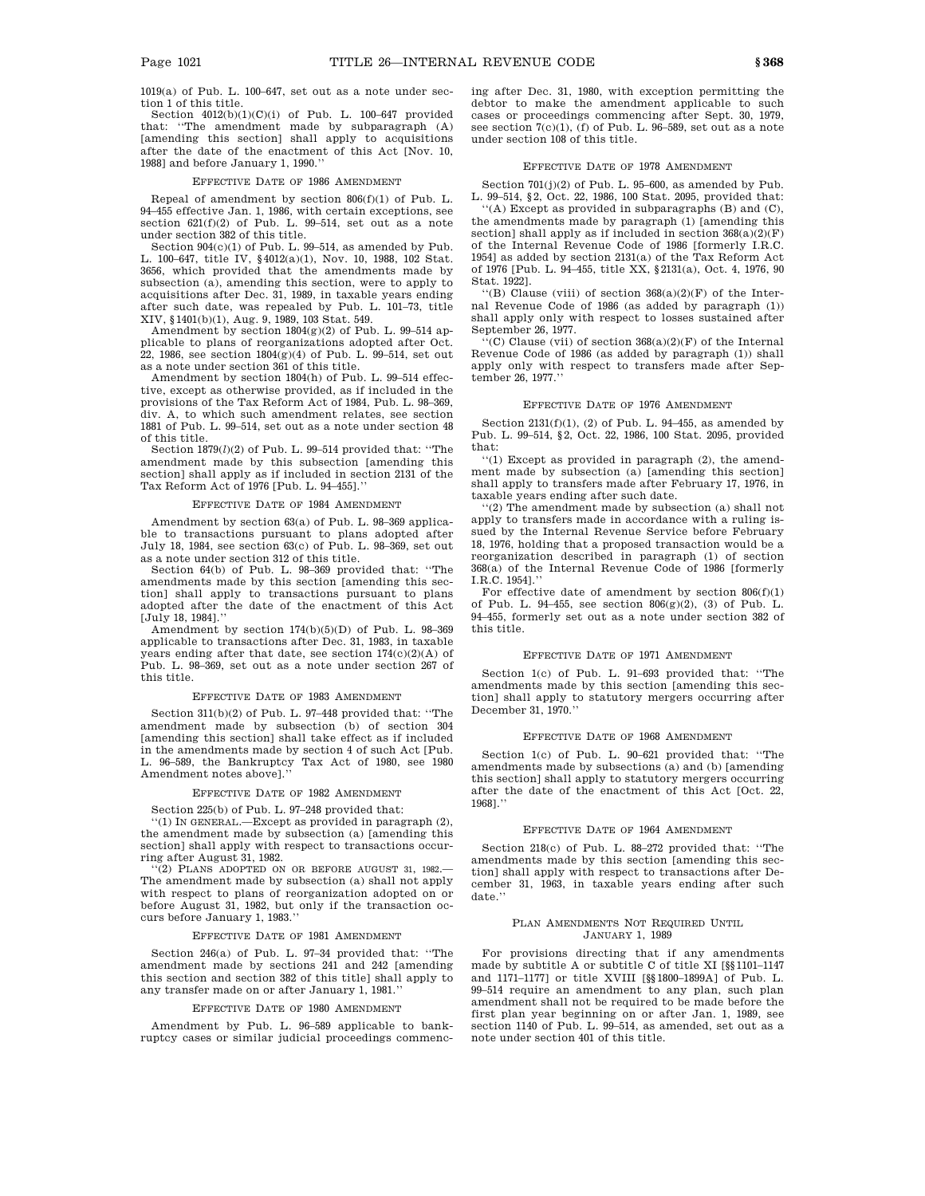1019(a) of Pub. L. 100–647, set out as a note under section 1 of this title.

Section 4012(b)(1)(C)(i) of Pub. L. 100–647 provided that: ''The amendment made by subparagraph (A) [amending this section] shall apply to acquisitions after the date of the enactment of this Act [Nov. 10, 1988] and before January 1, 1990.''

#### EFFECTIVE DATE OF 1986 AMENDMENT

Repeal of amendment by section 806(f)(1) of Pub. L. 94–455 effective Jan. 1, 1986, with certain exceptions, see section 621(f)(2) of Pub. L. 99–514, set out as a note under section 382 of this title.

Section 904(c)(1) of Pub. L. 99–514, as amended by Pub. L. 100–647, title IV, §4012(a)(1), Nov. 10, 1988, 102 Stat. 3656, which provided that the amendments made by subsection (a), amending this section, were to apply to acquisitions after Dec. 31, 1989, in taxable years ending after such date, was repealed by Pub. L. 101–73, title XIV, §1401(b)(1), Aug. 9, 1989, 103 Stat. 549.

Amendment by section 1804(g)(2) of Pub. L. 99–514 applicable to plans of reorganizations adopted after Oct. 22, 1986, see section 1804(g)(4) of Pub. L. 99–514, set out as a note under section 361 of this title.

Amendment by section 1804(h) of Pub. L. 99–514 effective, except as otherwise provided, as if included in the provisions of the Tax Reform Act of 1984, Pub. L. 98–369, div. A, to which such amendment relates, see section 1881 of Pub. L. 99–514, set out as a note under section 48 of this title.

Section 1879(*l*)(2) of Pub. L. 99–514 provided that: ''The amendment made by this subsection [amending this section] shall apply as if included in section 2131 of the Tax Reform Act of 1976 [Pub. L. 94–455].''

#### EFFECTIVE DATE OF 1984 AMENDMENT

Amendment by section 63(a) of Pub. L. 98–369 applicable to transactions pursuant to plans adopted after July 18, 1984, see section 63(c) of Pub. L. 98–369, set out as a note under section 312 of this title.

Section 64(b) of Pub. L. 98–369 provided that: ''The amendments made by this section [amending this section] shall apply to transactions pursuant to plans adopted after the date of the enactment of this Act [July 18, 1984].''

Amendment by section 174(b)(5)(D) of Pub. L. 98–369 applicable to transactions after Dec. 31, 1983, in taxable years ending after that date, see section 174(c)(2)(A) of Pub. L. 98–369, set out as a note under section 267 of this title.

#### EFFECTIVE DATE OF 1983 AMENDMENT

Section 311(b)(2) of Pub. L. 97–448 provided that: ''The amendment made by subsection (b) of section 304 [amending this section] shall take effect as if included in the amendments made by section 4 of such Act [Pub. L. 96–589, the Bankruptcy Tax Act of 1980, see 1980 Amendment notes above].''

#### EFFECTIVE DATE OF 1982 AMENDMENT

Section 225(b) of Pub. L. 97–248 provided that:

''(1) IN GENERAL.—Except as provided in paragraph (2), the amendment made by subsection (a) [amending this section] shall apply with respect to transactions occurring after August 31, 1982.

''(2) PLANS ADOPTED ON OR BEFORE AUGUST 31, 1982.—The amendment made by subsection (a) shall not apply with respect to plans of reorganization adopted on or before August 31, 1982, but only if the transaction occurs before January 1, 1983.''

#### EFFECTIVE DATE OF 1981 AMENDMENT

Section 246(a) of Pub. L. 97–34 provided that: ''The amendment made by sections 241 and 242 [amending this section and section 382 of this title] shall apply to any transfer made on or after January 1, 1981.''

#### EFFECTIVE DATE OF 1980 AMENDMENT

Amendment by Pub. L. 96–589 applicable to bankruptcy cases or similar judicial proceedings commencing after Dec. 31, 1980, with exception permitting the debtor to make the amendment applicable to such cases or proceedings commencing after Sept. 30, 1979, see section 7(c)(1), (f) of Pub. L. 96–589, set out as a note under section 108 of this title.

#### EFFECTIVE DATE OF 1978 AMENDMENT

Section 701(j)(2) of Pub. L. 95–600, as amended by Pub. L. 99–514, §2, Oct. 22, 1986, 100 Stat. 2095, provided that:

''(A) Except as provided in subparagraphs (B) and (C), the amendments made by paragraph (1) [amending this section] shall apply as if included in section 368(a)(2)(F) of the Internal Revenue Code of 1986 [formerly I.R.C. 1954] as added by section 2131(a) of the Tax Reform Act of 1976 [Pub. L. 94–455, title XX, §2131(a), Oct. 4, 1976, 90 Stat. 1922].

''(B) Clause (viii) of section 368(a)(2)(F) of the Internal Revenue Code of 1986 (as added by paragraph (1)) shall apply only with respect to losses sustained after September 26, 1977.

''(C) Clause (vii) of section 368(a)(2)(F) of the Internal Revenue Code of 1986 (as added by paragraph (1)) shall apply only with respect to transfers made after September 26, 1977.''

#### EFFECTIVE DATE OF 1976 AMENDMENT

Section 2131(f)(1), (2) of Pub. L. 94–455, as amended by Pub. L. 99–514, §2, Oct. 22, 1986, 100 Stat. 2095, provided that:

''(1) Except as provided in paragraph (2), the amendment made by subsection (a) [amending this section] shall apply to transfers made after February 17, 1976, in taxable years ending after such date.

''(2) The amendment made by subsection (a) shall not apply to transfers made in accordance with a ruling issued by the Internal Revenue Service before February 18, 1976, holding that a proposed transaction would be a reorganization described in paragraph (1) of section 368(a) of the Internal Revenue Code of 1986 [formerly I.R.C. 1954].''

For effective date of amendment by section 806(f)(1) of Pub. L. 94–455, see section 806(g)(2), (3) of Pub. L. 94–455, formerly set out as a note under section 382 of this title.

#### EFFECTIVE DATE OF 1971 AMENDMENT

Section 1(c) of Pub. L. 91–693 provided that: ''The amendments made by this section [amending this section] shall apply to statutory mergers occurring after December 31, 1970.''

#### EFFECTIVE DATE OF 1968 AMENDMENT

Section 1(c) of Pub. L. 90–621 provided that: ''The amendments made by subsections (a) and (b) [amending this section] shall apply to statutory mergers occurring after the date of the enactment of this Act [Oct. 22, 1968].''

#### EFFECTIVE DATE OF 1964 AMENDMENT

Section 218(c) of Pub. L. 88–272 provided that: ''The amendments made by this section [amending this section] shall apply with respect to transactions after December 31, 1963, in taxable years ending after such date.''

#### PLAN AMENDMENTS NOT REQUIRED UNTIL JANUARY 1, 1989

For provisions directing that if any amendments made by subtitle A or subtitle C of title XI [§§1101–1147 and 1171–1177] or title XVIII [§§1800–1899A] of Pub. L. 99–514 require an amendment to any plan, such plan amendment shall not be required to be made before the first plan year beginning on or after Jan. 1, 1989, see section 1140 of Pub. L. 99–514, as amended, set out as a note under section 401 of this title.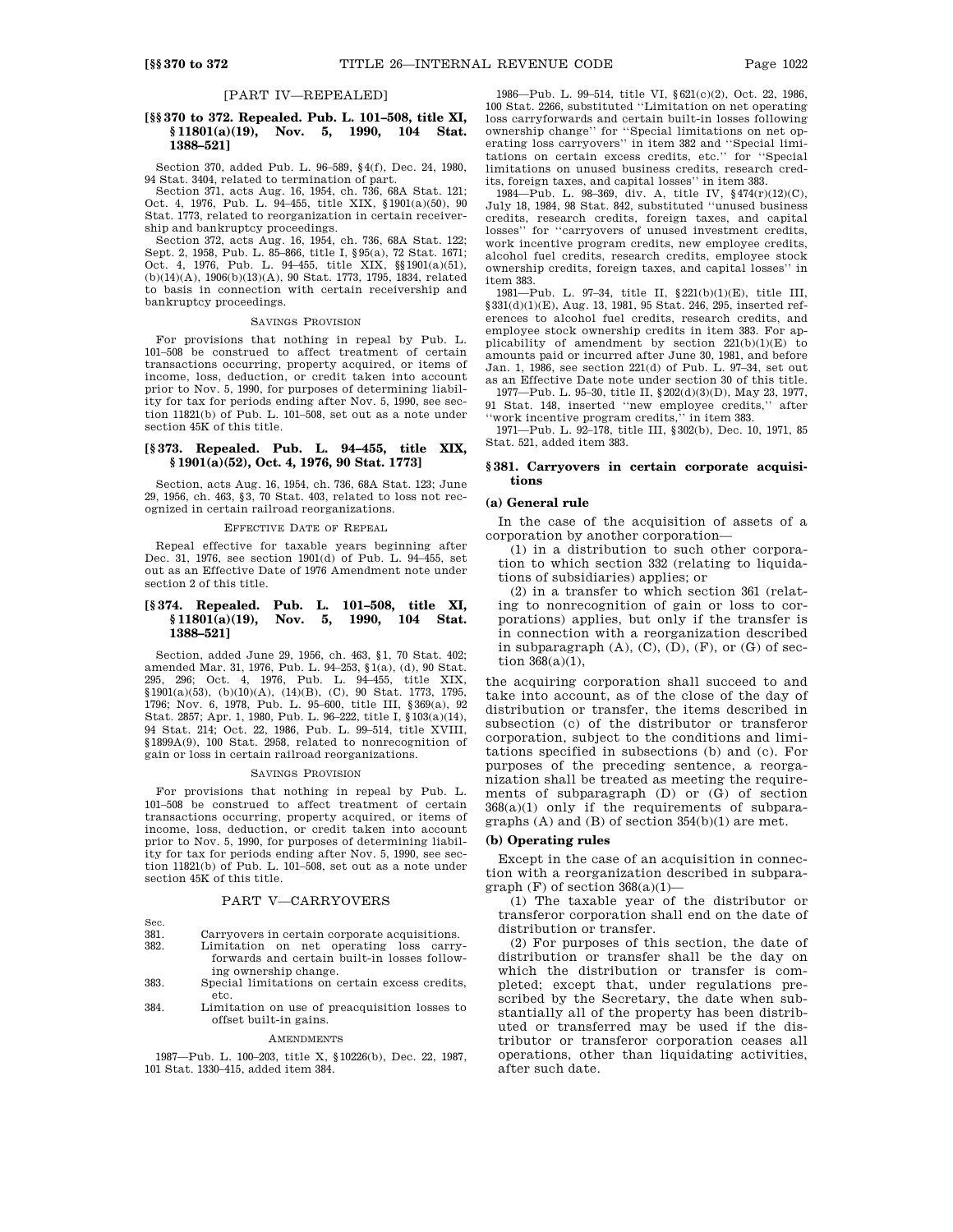## [PART IV—REPEALED]

### [§§ 370 to 372. Repealed. Pub. L. 101–508, title XI, § 11801(a)(19), Nov. 5, 1990, 104 Stat. 1388–521]

Section 370, added Pub. L. 96–589, § 4(f), Dec. 24, 1980, 94 Stat. 3404, related to termination of part.

Section 371, acts Aug. 16, 1954, ch. 736, 68A Stat. 121; Oct. 4, 1976, Pub. L. 94–455, title XIX, § 1901(a)(50), 90 Stat. 1773, related to reorganization in certain receivership and bankruptcy proceedings.

Section 372, acts Aug. 16, 1954, ch. 736, 68A Stat. 122; Sept. 2, 1958, Pub. L. 85–866, title I, § 95(a), 72 Stat. 1671; Oct. 4, 1976, Pub. L. 94–455, title XIX, §§ 1901(a)(51), (b)(14)(A), 1906(b)(13)(A), 90 Stat. 1773, 1795, 1834, related to basis in connection with certain receivership and bankruptcy proceedings.

SAVINGS PROVISION

For provisions that nothing in repeal by Pub. L. 101–508 be construed to affect treatment of certain transactions occurring, property acquired, or items of income, loss, deduction, or credit taken into account prior to Nov. 5, 1990, for purposes of determining liability for tax for periods ending after Nov. 5, 1990, see section 11821(b) of Pub. L. 101–508, set out as a note under section 45K of this title.

### [§ 373. Repealed. Pub. L. 94–455, title XIX, § 1901(a)(52), Oct. 4, 1976, 90 Stat. 1773]

Section, acts Aug. 16, 1954, ch. 736, 68A Stat. 123; June 29, 1956, ch. 463, § 3, 70 Stat. 403, related to loss not recognized in certain railroad reorganizations.

EFFECTIVE DATE OF REPEAL

Repeal effective for taxable years beginning after Dec. 31, 1976, see section 1901(d) of Pub. L. 94–455, set out as an Effective Date of 1976 Amendment note under section 2 of this title.

### [§ 374. Repealed. Pub. L. 101–508, title XI, § 11801(a)(19), Nov. 5, 1990, 104 Stat. 1388–521]

Section, added June 29, 1956, ch. 463, § 1, 70 Stat. 402; amended Mar. 31, 1976, Pub. L. 94–253, § 1(a), (d), 90 Stat. 295, 296; Oct. 4, 1976, Pub. L. 94–455, title XIX, § 1901(a)(53), (b)(10)(A), (14)(B), (C), 90 Stat. 1773, 1795, 1796; Nov. 6, 1978, Pub. L. 95–600, title III, § 369(a), 92 Stat. 2857; Apr. 1, 1980, Pub. L. 96–222, title I, § 103(a)(14), 94 Stat. 214; Oct. 22, 1986, Pub. L. 99–514, title XVIII, § 1899A(9), 100 Stat. 2958, related to nonrecognition of gain or loss in certain railroad reorganizations.

SAVINGS PROVISION

For provisions that nothing in repeal by Pub. L. 101–508 be construed to affect treatment of certain transactions occurring, property acquired, or items of income, loss, deduction, or credit taken into account prior to Nov. 5, 1990, for purposes of determining liability for tax for periods ending after Nov. 5, 1990, see section 11821(b) of Pub. L. 101–508, set out as a note under section 45K of this title.

## PART V—CARRYOVERS

| Sec. | |
|---|---|
| 381. | Carryovers in certain corporate acquisitions. |
| 382. | Limitation on net operating loss carryforwards and certain built-in losses following ownership change. |
| 383. | Special limitations on certain excess credits, etc. |
| 384. | Limitation on use of preacquisition losses to offset built-in gains. |

AMENDMENTS

1987—Pub. L. 100–203, title X, § 10226(b), Dec. 22, 1987, 101 Stat. 1330–415, added item 384.

1986—Pub. L. 99–514, title VI, § 621(c)(2), Oct. 22, 1986, 100 Stat. 2266, substituted "Limitation on net operating loss carryforwards and certain built-in losses following ownership change" for "Special limitations on net operating loss carryovers" in item 382 and "Special limitations on certain excess credits, etc." for "Special limitations on unused business credits, research credits, foreign taxes, and capital losses" in item 383.

1984—Pub. L. 98–369, div. A, title IV, § 474(r)(12)(C), July 18, 1984, 98 Stat. 842, substituted "unused business credits, research credits, foreign taxes, and capital losses" for "carryovers of unused investment credits, work incentive program credits, new employee credits, alcohol fuel credits, research credits, employee stock ownership credits, foreign taxes, and capital losses" in item 383.

1981—Pub. L. 97–34, title II, § 221(b)(1)(E), title III, § 331(d)(1)(E), Aug. 13, 1981, 95 Stat. 246, 295, inserted references to alcohol fuel credits, research credits, and employee stock ownership credits in item 383. For applicability of amendment by section 221(b)(1)(E) to amounts paid or incurred after June 30, 1981, and before Jan. 1, 1986, see section 221(d) of Pub. L. 97–34, set out as an Effective Date note under section 30 of this title.

1977—Pub. L. 95–30, title II, § 202(d)(3)(D), May 23, 1977, 91 Stat. 148, inserted "new employee credits," after "work incentive program credits," in item 383.

1971—Pub. L. 92–178, title III, § 302(b), Dec. 10, 1971, 85 Stat. 521, added item 383.

### § 381. Carryovers in certain corporate acquisitions

**(a) General rule**

In the case of the acquisition of assets of a corporation by another corporation—

(1) in a distribution to such other corporation to which section 332 (relating to liquidations of subsidiaries) applies; or

(2) in a transfer to which section 361 (relating to nonrecognition of gain or loss to corporations) applies, but only if the transfer is in connection with a reorganization described in subparagraph (A), (C), (D), (F), or (G) of section 368(a)(1),

the acquiring corporation shall succeed to and take into account, as of the close of the day of distribution or transfer, the items described in subsection (c) of the distributor or transferor corporation, subject to the conditions and limitations specified in subsections (b) and (c). For purposes of the preceding sentence, a reorganization shall be treated as meeting the requirements of subparagraph (D) or (G) of section 368(a)(1) only if the requirements of subparagraphs (A) and (B) of section 354(b)(1) are met.

**(b) Operating rules**

Except in the case of an acquisition in connection with a reorganization described in subparagraph (F) of section 368(a)(1)—

(1) The taxable year of the distributor or transferor corporation shall end on the date of distribution or transfer.

(2) For purposes of this section, the date of distribution or transfer shall be the day on which the distribution or transfer is completed; except that, under regulations prescribed by the Secretary, the date when substantially all of the property has been distributed or transferred may be used if the distributor or transferor corporation ceases all operations, other than liquidating activities, after such date.